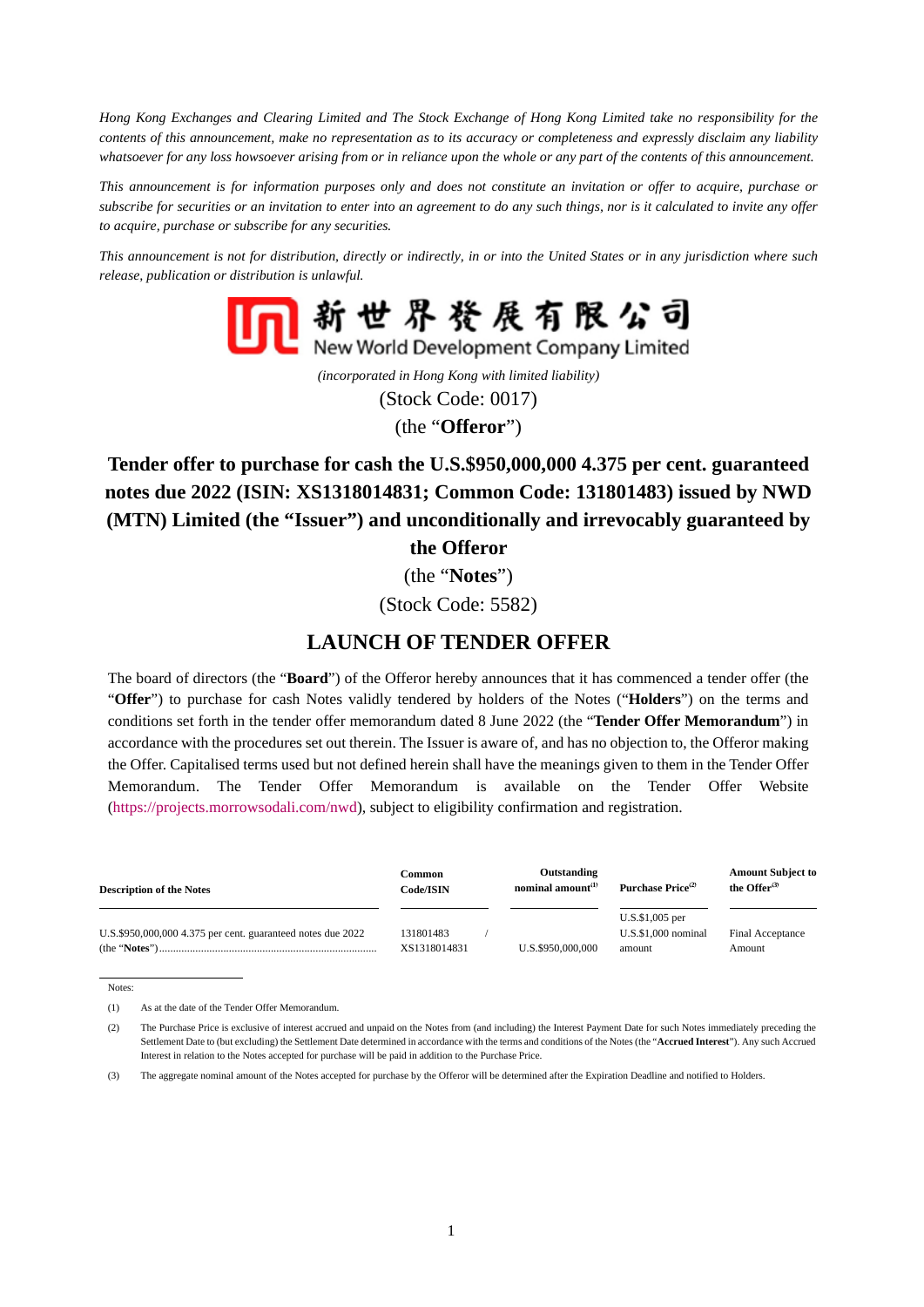*Hong Kong Exchanges and Clearing Limited and The Stock Exchange of Hong Kong Limited take no responsibility for the contents of this announcement, make no representation as to its accuracy or completeness and expressly disclaim any liability whatsoever for any loss howsoever arising from or in reliance upon the whole or any part of the contents of this announcement.*

*This announcement is for information purposes only and does not constitute an invitation or offer to acquire, purchase or subscribe for securities or an invitation to enter into an agreement to do any such things, nor is it calculated to invite any offer to acquire, purchase or subscribe for any securities.*

*This announcement is not for distribution, directly or indirectly, in or into the United States or in any jurisdiction where such release, publication or distribution is unlawful.*

新世界發展有限公司
New World Development Company Limited

*(incorporated in Hong Kong with limited liability)*

(Stock Code: 0017)

(the "**Offeror**")

# Tender offer to purchase for cash the U.S.$950,000,000 4.375 per cent. guaranteed notes due 2022 (ISIN: XS1318014831; Common Code: 131801483) issued by NWD (MTN) Limited (the "Issuer") and unconditionally and irrevocably guaranteed by the Offeror

(the "**Notes**")

(Stock Code: 5582)

## LAUNCH OF TENDER OFFER

The board of directors (the "**Board**") of the Offeror hereby announces that it has commenced a tender offer (the "**Offer**") to purchase for cash Notes validly tendered by holders of the Notes ("**Holders**") on the terms and conditions set forth in the tender offer memorandum dated 8 June 2022 (the "**Tender Offer Memorandum**") in accordance with the procedures set out therein. The Issuer is aware of, and has no objection to, the Offeror making the Offer. Capitalised terms used but not defined herein shall have the meanings given to them in the Tender Offer Memorandum. The Tender Offer Memorandum is available on the Tender Offer Website (https://projects.morrowsodali.com/nwd), subject to eligibility confirmation and registration.

| Description of the Notes | Common Code/ISIN | Outstanding nominal amount[(1)] | Purchase Price[(2)] | Amount Subject to the Offer[(3)] |
|---|---|---|---|---|
| U.S.$950,000,000 4.375 per cent. guaranteed notes due 2022 (the "**Notes**") | 131801483 / XS1318014831 | U.S.$950,000,000 | U.S.$1,005 per U.S.$1,000 nominal amount | Final Acceptance Amount |

Notes:

(1) As at the date of the Tender Offer Memorandum.

(2) The Purchase Price is exclusive of interest accrued and unpaid on the Notes from (and including) the Interest Payment Date for such Notes immediately preceding the Settlement Date to (but excluding) the Settlement Date determined in accordance with the terms and conditions of the Notes (the "**Accrued Interest**"). Any such Accrued Interest in relation to the Notes accepted for purchase will be paid in addition to the Purchase Price.

(3) The aggregate nominal amount of the Notes accepted for purchase by the Offeror will be determined after the Expiration Deadline and notified to Holders.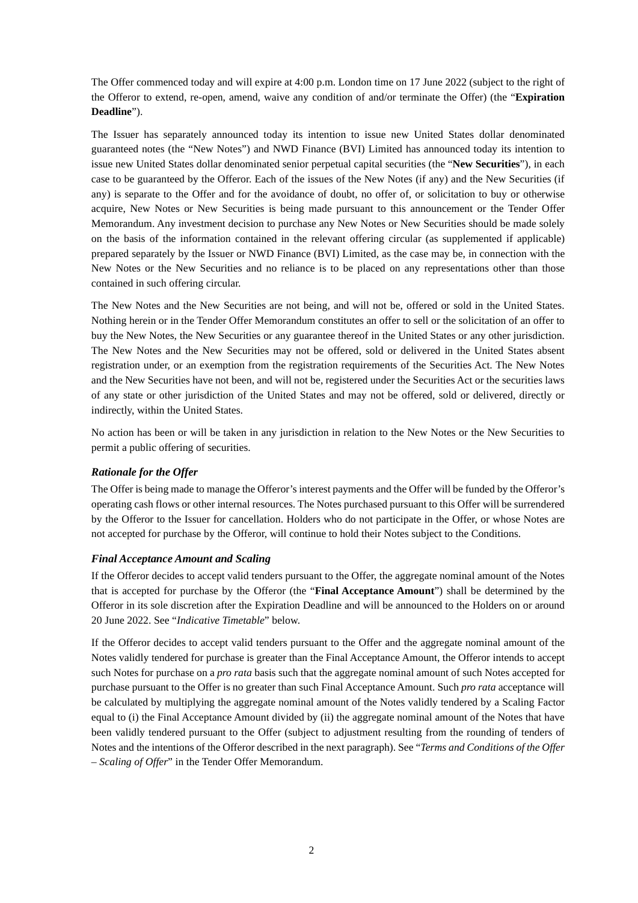The Offer commenced today and will expire at 4:00 p.m. London time on 17 June 2022 (subject to the right of the Offeror to extend, re-open, amend, waive any condition of and/or terminate the Offer) (the "**Expiration Deadline**").

The Issuer has separately announced today its intention to issue new United States dollar denominated guaranteed notes (the "New Notes") and NWD Finance (BVI) Limited has announced today its intention to issue new United States dollar denominated senior perpetual capital securities (the "**New Securities**"), in each case to be guaranteed by the Offeror. Each of the issues of the New Notes (if any) and the New Securities (if any) is separate to the Offer and for the avoidance of doubt, no offer of, or solicitation to buy or otherwise acquire, New Notes or New Securities is being made pursuant to this announcement or the Tender Offer Memorandum. Any investment decision to purchase any New Notes or New Securities should be made solely on the basis of the information contained in the relevant offering circular (as supplemented if applicable) prepared separately by the Issuer or NWD Finance (BVI) Limited, as the case may be, in connection with the New Notes or the New Securities and no reliance is to be placed on any representations other than those contained in such offering circular.

The New Notes and the New Securities are not being, and will not be, offered or sold in the United States. Nothing herein or in the Tender Offer Memorandum constitutes an offer to sell or the solicitation of an offer to buy the New Notes, the New Securities or any guarantee thereof in the United States or any other jurisdiction. The New Notes and the New Securities may not be offered, sold or delivered in the United States absent registration under, or an exemption from the registration requirements of the Securities Act. The New Notes and the New Securities have not been, and will not be, registered under the Securities Act or the securities laws of any state or other jurisdiction of the United States and may not be offered, sold or delivered, directly or indirectly, within the United States.

No action has been or will be taken in any jurisdiction in relation to the New Notes or the New Securities to permit a public offering of securities.

### *Rationale for the Offer*

The Offer is being made to manage the Offeror's interest payments and the Offer will be funded by the Offeror's operating cash flows or other internal resources. The Notes purchased pursuant to this Offer will be surrendered by the Offeror to the Issuer for cancellation. Holders who do not participate in the Offer, or whose Notes are not accepted for purchase by the Offeror, will continue to hold their Notes subject to the Conditions.

### *Final Acceptance Amount and Scaling*

If the Offeror decides to accept valid tenders pursuant to the Offer, the aggregate nominal amount of the Notes that is accepted for purchase by the Offeror (the "**Final Acceptance Amount**") shall be determined by the Offeror in its sole discretion after the Expiration Deadline and will be announced to the Holders on or around 20 June 2022. See "*Indicative Timetable*" below.

If the Offeror decides to accept valid tenders pursuant to the Offer and the aggregate nominal amount of the Notes validly tendered for purchase is greater than the Final Acceptance Amount, the Offeror intends to accept such Notes for purchase on a *pro rata* basis such that the aggregate nominal amount of such Notes accepted for purchase pursuant to the Offer is no greater than such Final Acceptance Amount. Such *pro rata* acceptance will be calculated by multiplying the aggregate nominal amount of the Notes validly tendered by a Scaling Factor equal to (i) the Final Acceptance Amount divided by (ii) the aggregate nominal amount of the Notes that have been validly tendered pursuant to the Offer (subject to adjustment resulting from the rounding of tenders of Notes and the intentions of the Offeror described in the next paragraph). See "*Terms and Conditions of the Offer – Scaling of Offer*" in the Tender Offer Memorandum.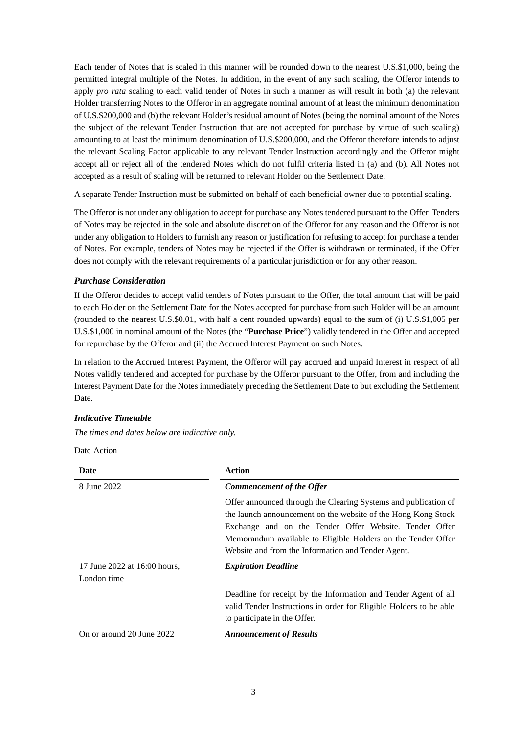Each tender of Notes that is scaled in this manner will be rounded down to the nearest U.S.$1,000, being the permitted integral multiple of the Notes. In addition, in the event of any such scaling, the Offeror intends to apply *pro rata* scaling to each valid tender of Notes in such a manner as will result in both (a) the relevant Holder transferring Notes to the Offeror in an aggregate nominal amount of at least the minimum denomination of U.S.$200,000 and (b) the relevant Holder's residual amount of Notes (being the nominal amount of the Notes the subject of the relevant Tender Instruction that are not accepted for purchase by virtue of such scaling) amounting to at least the minimum denomination of U.S.$200,000, and the Offeror therefore intends to adjust the relevant Scaling Factor applicable to any relevant Tender Instruction accordingly and the Offeror might accept all or reject all of the tendered Notes which do not fulfil criteria listed in (a) and (b). All Notes not accepted as a result of scaling will be returned to relevant Holder on the Settlement Date.

A separate Tender Instruction must be submitted on behalf of each beneficial owner due to potential scaling.

The Offeror is not under any obligation to accept for purchase any Notes tendered pursuant to the Offer. Tenders of Notes may be rejected in the sole and absolute discretion of the Offeror for any reason and the Offeror is not under any obligation to Holders to furnish any reason or justification for refusing to accept for purchase a tender of Notes. For example, tenders of Notes may be rejected if the Offer is withdrawn or terminated, if the Offer does not comply with the relevant requirements of a particular jurisdiction or for any other reason.

***Purchase Consideration***

If the Offeror decides to accept valid tenders of Notes pursuant to the Offer, the total amount that will be paid to each Holder on the Settlement Date for the Notes accepted for purchase from such Holder will be an amount (rounded to the nearest U.S.$0.01, with half a cent rounded upwards) equal to the sum of (i) U.S.$1,005 per U.S.$1,000 in nominal amount of the Notes (the "**Purchase Price**") validly tendered in the Offer and accepted for repurchase by the Offeror and (ii) the Accrued Interest Payment on such Notes.

In relation to the Accrued Interest Payment, the Offeror will pay accrued and unpaid Interest in respect of all Notes validly tendered and accepted for purchase by the Offeror pursuant to the Offer, from and including the Interest Payment Date for the Notes immediately preceding the Settlement Date to but excluding the Settlement Date.

***Indicative Timetable***

*The times and dates below are indicative only.*

Date Action

| Date | Action |
|---|---|
| 8 June 2022 | ***Commencement of the Offer*** |
| | Offer announced through the Clearing Systems and publication of the launch announcement on the website of the Hong Kong Stock Exchange and on the Tender Offer Website. Tender Offer Memorandum available to Eligible Holders on the Tender Offer Website and from the Information and Tender Agent. |
| 17 June 2022 at 16:00 hours, London time | ***Expiration Deadline*** |
| | Deadline for receipt by the Information and Tender Agent of all valid Tender Instructions in order for Eligible Holders to be able to participate in the Offer. |
| On or around 20 June 2022 | ***Announcement of Results*** |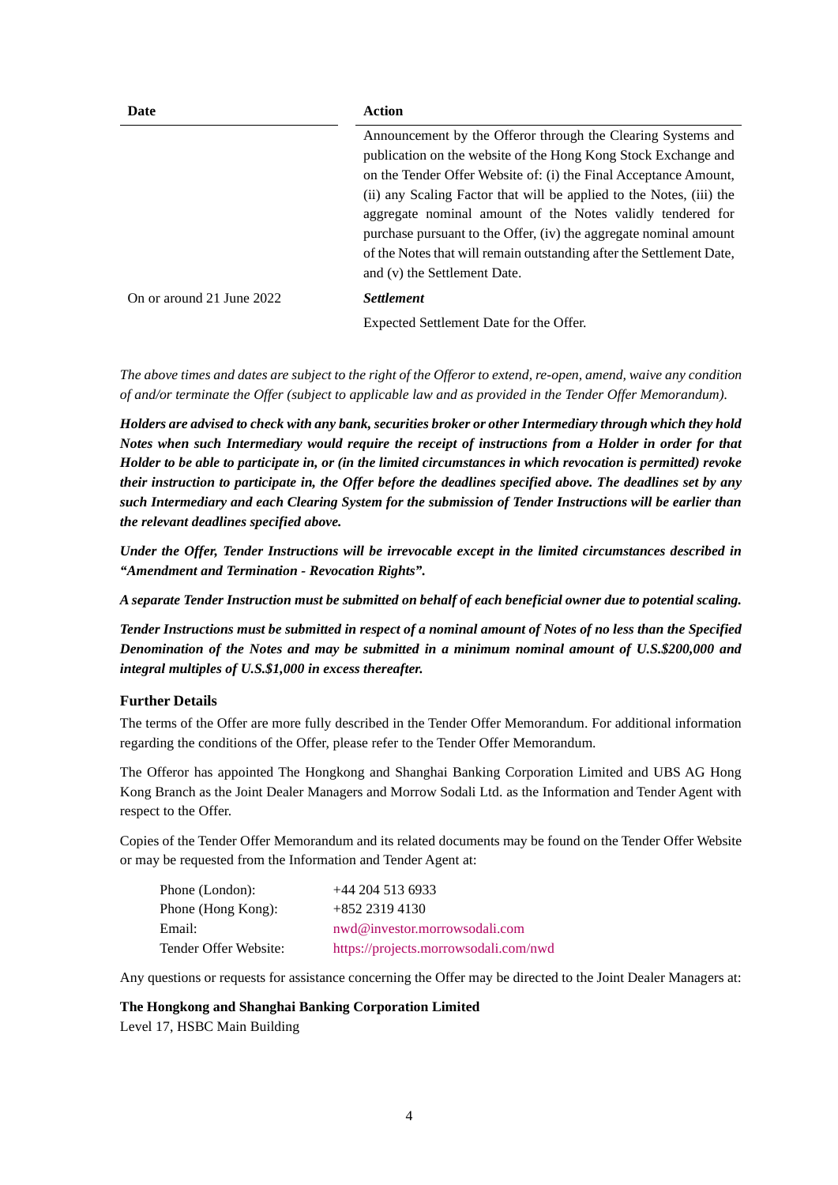| Date | Action |
| --- | --- |
| | Announcement by the Offeror through the Clearing Systems and publication on the website of the Hong Kong Stock Exchange and on the Tender Offer Website of: (i) the Final Acceptance Amount, (ii) any Scaling Factor that will be applied to the Notes, (iii) the aggregate nominal amount of the Notes validly tendered for purchase pursuant to the Offer, (iv) the aggregate nominal amount of the Notes that will remain outstanding after the Settlement Date, and (v) the Settlement Date. |
| On or around 21 June 2022 | ***Settlement*** Expected Settlement Date for the Offer. |

*The above times and dates are subject to the right of the Offeror to extend, re-open, amend, waive any condition of and/or terminate the Offer (subject to applicable law and as provided in the Tender Offer Memorandum).*

***Holders are advised to check with any bank, securities broker or other Intermediary through which they hold Notes when such Intermediary would require the receipt of instructions from a Holder in order for that Holder to be able to participate in, or (in the limited circumstances in which revocation is permitted) revoke their instruction to participate in, the Offer before the deadlines specified above. The deadlines set by any such Intermediary and each Clearing System for the submission of Tender Instructions will be earlier than the relevant deadlines specified above.***

***Under the Offer, Tender Instructions will be irrevocable except in the limited circumstances described in "Amendment and Termination - Revocation Rights".***

***A separate Tender Instruction must be submitted on behalf of each beneficial owner due to potential scaling.***

***Tender Instructions must be submitted in respect of a nominal amount of Notes of no less than the Specified Denomination of the Notes and may be submitted in a minimum nominal amount of U.S.$200,000 and integral multiples of U.S.$1,000 in excess thereafter.***

**Further Details**

The terms of the Offer are more fully described in the Tender Offer Memorandum. For additional information regarding the conditions of the Offer, please refer to the Tender Offer Memorandum.

The Offeror has appointed The Hongkong and Shanghai Banking Corporation Limited and UBS AG Hong Kong Branch as the Joint Dealer Managers and Morrow Sodali Ltd. as the Information and Tender Agent with respect to the Offer.

Copies of the Tender Offer Memorandum and its related documents may be found on the Tender Offer Website or may be requested from the Information and Tender Agent at:

| | |
| --- | --- |
| Phone (London): | +44 204 513 6933 |
| Phone (Hong Kong): | +852 2319 4130 |
| Email: | nwd@investor.morrowsodali.com |
| Tender Offer Website: | https://projects.morrowsodali.com/nwd |

Any questions or requests for assistance concerning the Offer may be directed to the Joint Dealer Managers at:

**The Hongkong and Shanghai Banking Corporation Limited**
Level 17, HSBC Main Building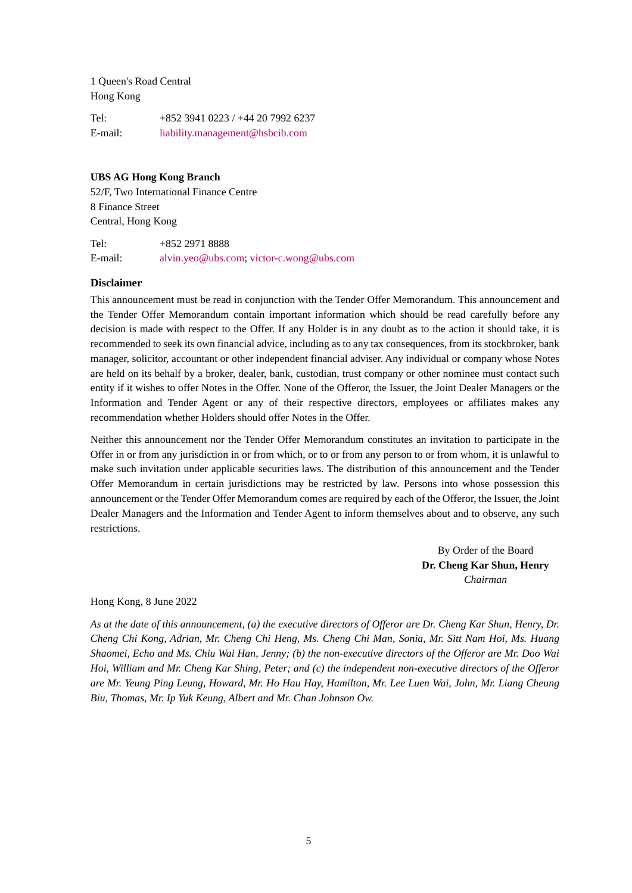1 Queen's Road Central
Hong Kong

Tel: +852 3941 0223 / +44 20 7992 6237
E-mail: liability.management@hsbcib.com

**UBS AG Hong Kong Branch**
52/F, Two International Finance Centre
8 Finance Street
Central, Hong Kong

Tel: +852 2971 8888
E-mail: alvin.yeo@ubs.com; victor-c.wong@ubs.com

**Disclaimer**

This announcement must be read in conjunction with the Tender Offer Memorandum. This announcement and the Tender Offer Memorandum contain important information which should be read carefully before any decision is made with respect to the Offer. If any Holder is in any doubt as to the action it should take, it is recommended to seek its own financial advice, including as to any tax consequences, from its stockbroker, bank manager, solicitor, accountant or other independent financial adviser. Any individual or company whose Notes are held on its behalf by a broker, dealer, bank, custodian, trust company or other nominee must contact such entity if it wishes to offer Notes in the Offer. None of the Offeror, the Issuer, the Joint Dealer Managers or the Information and Tender Agent or any of their respective directors, employees or affiliates makes any recommendation whether Holders should offer Notes in the Offer.

Neither this announcement nor the Tender Offer Memorandum constitutes an invitation to participate in the Offer in or from any jurisdiction in or from which, or to or from any person to or from whom, it is unlawful to make such invitation under applicable securities laws. The distribution of this announcement and the Tender Offer Memorandum in certain jurisdictions may be restricted by law. Persons into whose possession this announcement or the Tender Offer Memorandum comes are required by each of the Offeror, the Issuer, the Joint Dealer Managers and the Information and Tender Agent to inform themselves about and to observe, any such restrictions.

By Order of the Board
**Dr. Cheng Kar Shun, Henry**
*Chairman*

Hong Kong, 8 June 2022

*As at the date of this announcement, (a) the executive directors of Offeror are Dr. Cheng Kar Shun, Henry, Dr. Cheng Chi Kong, Adrian, Mr. Cheng Chi Heng, Ms. Cheng Chi Man, Sonia, Mr. Sitt Nam Hoi, Ms. Huang Shaomei, Echo and Ms. Chiu Wai Han, Jenny; (b) the non-executive directors of the Offeror are Mr. Doo Wai Hoi, William and Mr. Cheng Kar Shing, Peter; and (c) the independent non-executive directors of the Offeror are Mr. Yeung Ping Leung, Howard, Mr. Ho Hau Hay, Hamilton, Mr. Lee Luen Wai, John, Mr. Liang Cheung Biu, Thomas, Mr. Ip Yuk Keung, Albert and Mr. Chan Johnson Ow.*